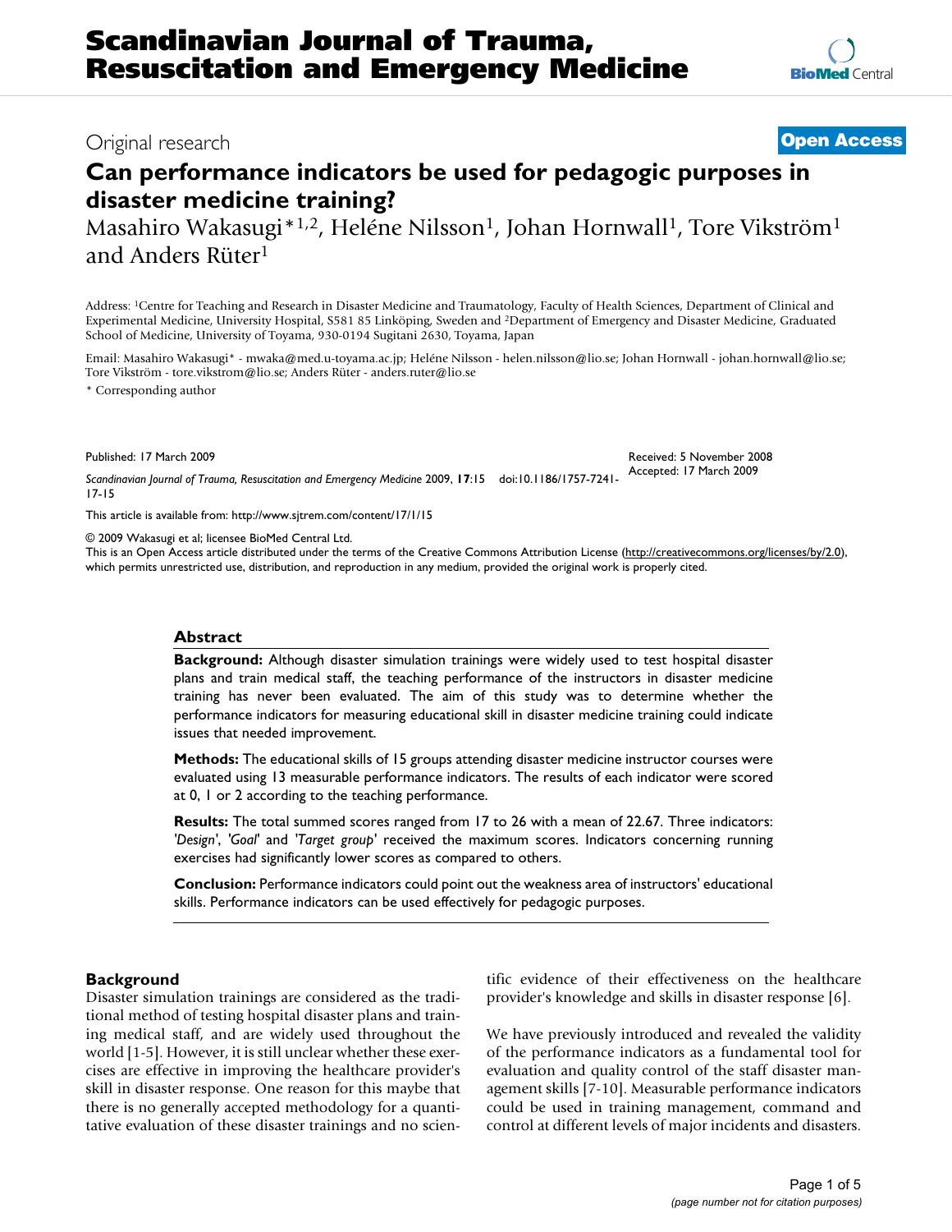# Can performance indicators be used for pedagogic purposes in disaster medicine training?

Original research

**Open Access**

Masahiro Wakasugi*[1,2], Heléne Nilsson[1], Johan Hornwall[1], Tore Vikström[1] and Anders Rüter[1]

Address: [1]Centre for Teaching and Research in Disaster Medicine and Traumatology, Faculty of Health Sciences, Department of Clinical and Experimental Medicine, University Hospital, S581 85 Linköping, Sweden and [2]Department of Emergency and Disaster Medicine, Graduated School of Medicine, University of Toyama, 930-0194 Sugitani 2630, Toyama, Japan

Email: Masahiro Wakasugi* - mwaka@med.u-toyama.ac.jp; Heléne Nilsson - helen.nilsson@lio.se; Johan Hornwall - johan.hornwall@lio.se; Tore Vikström - tore.vikstrom@lio.se; Anders Rüter - anders.ruter@lio.se

\* Corresponding author

Published: 17 March 2009

Received: 5 November 2008
Accepted: 17 March 2009

*Scandinavian Journal of Trauma, Resuscitation and Emergency Medicine* 2009, **17**:15 doi:10.1186/1757-7241-17-15

This article is available from: http://www.sjtrem.com/content/17/1/15

© 2009 Wakasugi et al; licensee BioMed Central Ltd.
This is an Open Access article distributed under the terms of the Creative Commons Attribution License (http://creativecommons.org/licenses/by/2.0), which permits unrestricted use, distribution, and reproduction in any medium, provided the original work is properly cited.

## Abstract

**Background:** Although disaster simulation trainings were widely used to test hospital disaster plans and train medical staff, the teaching performance of the instructors in disaster medicine training has never been evaluated. The aim of this study was to determine whether the performance indicators for measuring educational skill in disaster medicine training could indicate issues that needed improvement.

**Methods:** The educational skills of 15 groups attending disaster medicine instructor courses were evaluated using 13 measurable performance indicators. The results of each indicator were scored at 0, 1 or 2 according to the teaching performance.

**Results:** The total summed scores ranged from 17 to 26 with a mean of 22.67. Three indicators: '*Design*', '*Goal*' and '*Target group*' received the maximum scores. Indicators concerning running exercises had significantly lower scores as compared to others.

**Conclusion:** Performance indicators could point out the weakness area of instructors' educational skills. Performance indicators can be used effectively for pedagogic purposes.

## Background

Disaster simulation trainings are considered as the traditional method of testing hospital disaster plans and training medical staff, and are widely used throughout the world [1-5]. However, it is still unclear whether these exercises are effective in improving the healthcare provider's skill in disaster response. One reason for this maybe that there is no generally accepted methodology for a quantitative evaluation of these disaster trainings and no scientific evidence of their effectiveness on the healthcare provider's knowledge and skills in disaster response [6].

We have previously introduced and revealed the validity of the performance indicators as a fundamental tool for evaluation and quality control of the staff disaster management skills [7-10]. Measurable performance indicators could be used in training management, command and control at different levels of major incidents and disasters.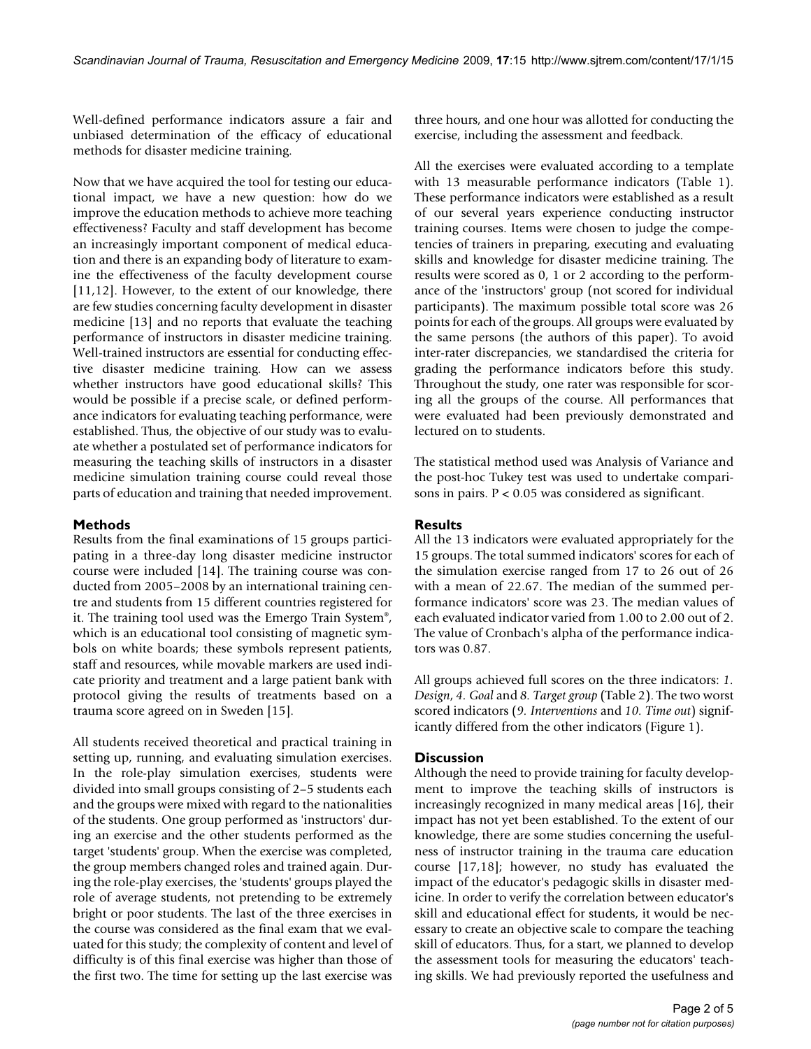Well-defined performance indicators assure a fair and unbiased determination of the efficacy of educational methods for disaster medicine training.

Now that we have acquired the tool for testing our educational impact, we have a new question: how do we improve the education methods to achieve more teaching effectiveness? Faculty and staff development has become an increasingly important component of medical education and there is an expanding body of literature to examine the effectiveness of the faculty development course [11,12]. However, to the extent of our knowledge, there are few studies concerning faculty development in disaster medicine [13] and no reports that evaluate the teaching performance of instructors in disaster medicine training. Well-trained instructors are essential for conducting effective disaster medicine training. How can we assess whether instructors have good educational skills? This would be possible if a precise scale, or defined performance indicators for evaluating teaching performance, were established. Thus, the objective of our study was to evaluate whether a postulated set of performance indicators for measuring the teaching skills of instructors in a disaster medicine simulation training course could reveal those parts of education and training that needed improvement.

## Methods

Results from the final examinations of 15 groups participating in a three-day long disaster medicine instructor course were included [14]. The training course was conducted from 2005–2008 by an international training centre and students from 15 different countries registered for it. The training tool used was the Emergo Train System®, which is an educational tool consisting of magnetic symbols on white boards; these symbols represent patients, staff and resources, while movable markers are used indicate priority and treatment and a large patient bank with protocol giving the results of treatments based on a trauma score agreed on in Sweden [15].

All students received theoretical and practical training in setting up, running, and evaluating simulation exercises. In the role-play simulation exercises, students were divided into small groups consisting of 2–5 students each and the groups were mixed with regard to the nationalities of the students. One group performed as 'instructors' during an exercise and the other students performed as the target 'students' group. When the exercise was completed, the group members changed roles and trained again. During the role-play exercises, the 'students' groups played the role of average students, not pretending to be extremely bright or poor students. The last of the three exercises in the course was considered as the final exam that we evaluated for this study; the complexity of content and level of difficulty is of this final exercise was higher than those of the first two. The time for setting up the last exercise was three hours, and one hour was allotted for conducting the exercise, including the assessment and feedback.

All the exercises were evaluated according to a template with 13 measurable performance indicators (Table 1). These performance indicators were established as a result of our several years experience conducting instructor training courses. Items were chosen to judge the competencies of trainers in preparing, executing and evaluating skills and knowledge for disaster medicine training. The results were scored as 0, 1 or 2 according to the performance of the 'instructors' group (not scored for individual participants). The maximum possible total score was 26 points for each of the groups. All groups were evaluated by the same persons (the authors of this paper). To avoid inter-rater discrepancies, we standardised the criteria for grading the performance indicators before this study. Throughout the study, one rater was responsible for scoring all the groups of the course. All performances that were evaluated had been previously demonstrated and lectured on to students.

The statistical method used was Analysis of Variance and the post-hoc Tukey test was used to undertake comparisons in pairs. $P < 0.05$ was considered as significant.

## Results

All the 13 indicators were evaluated appropriately for the 15 groups. The total summed indicators' scores for each of the simulation exercise ranged from 17 to 26 out of 26 with a mean of 22.67. The median of the summed performance indicators' score was 23. The median values of each evaluated indicator varied from 1.00 to 2.00 out of 2. The value of Cronbach's alpha of the performance indicators was 0.87.

All groups achieved full scores on the three indicators: *1. Design*, *4. Goal* and *8. Target group* (Table 2). The two worst scored indicators (*9. Interventions* and *10. Time out*) significantly differed from the other indicators (Figure 1).

## Discussion

Although the need to provide training for faculty development to improve the teaching skills of instructors is increasingly recognized in many medical areas [16], their impact has not yet been established. To the extent of our knowledge, there are some studies concerning the usefulness of instructor training in the trauma care education course [17,18]; however, no study has evaluated the impact of the educator's pedagogic skills in disaster medicine. In order to verify the correlation between educator's skill and educational effect for students, it would be necessary to create an objective scale to compare the teaching skill of educators. Thus, for a start, we planned to develop the assessment tools for measuring the educators' teaching skills. We had previously reported the usefulness and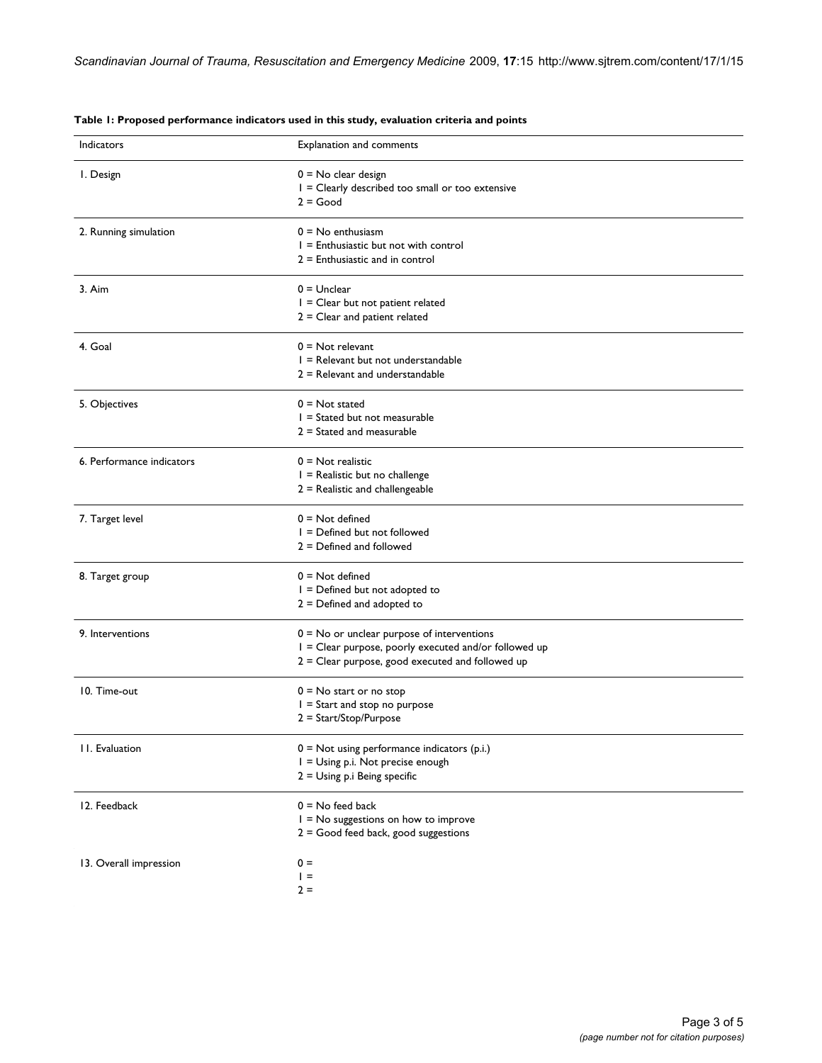**Table 1: Proposed performance indicators used in this study, evaluation criteria and points**

| Indicators | Explanation and comments |
| --- | --- |
| 1. Design | 0 = No clear design<br>1 = Clearly described too small or too extensive<br>2 = Good |
| 2. Running simulation | 0 = No enthusiasm<br>1 = Enthusiastic but not with control<br>2 = Enthusiastic and in control |
| 3. Aim | 0 = Unclear<br>1 = Clear but not patient related<br>2 = Clear and patient related |
| 4. Goal | 0 = Not relevant<br>1 = Relevant but not understandable<br>2 = Relevant and understandable |
| 5. Objectives | 0 = Not stated<br>1 = Stated but not measurable<br>2 = Stated and measurable |
| 6. Performance indicators | 0 = Not realistic<br>1 = Realistic but no challenge<br>2 = Realistic and challengeable |
| 7. Target level | 0 = Not defined<br>1 = Defined but not followed<br>2 = Defined and followed |
| 8. Target group | 0 = Not defined<br>1 = Defined but not adopted to<br>2 = Defined and adopted to |
| 9. Interventions | 0 = No or unclear purpose of interventions<br>1 = Clear purpose, poorly executed and/or followed up<br>2 = Clear purpose, good executed and followed up |
| 10. Time-out | 0 = No start or no stop<br>1 = Start and stop no purpose<br>2 = Start/Stop/Purpose |
| 11. Evaluation | 0 = Not using performance indicators (p.i.)<br>1 = Using p.i. Not precise enough<br>2 = Using p.i Being specific |
| 12. Feedback | 0 = No feed back<br>1 = No suggestions on how to improve<br>2 = Good feed back, good suggestions |
| 13. Overall impression | 0 =<br>1 =<br>2 = |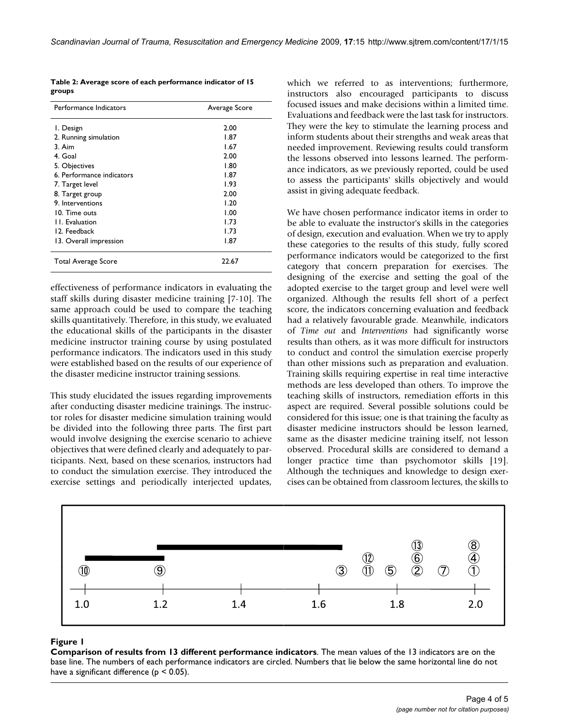**Table 2: Average score of each performance indicator of 15 groups**

| Performance Indicators | Average Score |
|---|---|
| 1. Design | 2.00 |
| 2. Running simulation | 1.87 |
| 3. Aim | 1.67 |
| 4. Goal | 2.00 |
| 5. Objectives | 1.80 |
| 6. Performance indicators | 1.87 |
| 7. Target level | 1.93 |
| 8. Target group | 2.00 |
| 9. Interventions | 1.20 |
| 10. Time outs | 1.00 |
| 11. Evaluation | 1.73 |
| 12. Feedback | 1.73 |
| 13. Overall impression | 1.87 |
| Total Average Score | 22.67 |

effectiveness of performance indicators in evaluating the staff skills during disaster medicine training [7-10]. The same approach could be used to compare the teaching skills quantitatively. Therefore, in this study, we evaluated the educational skills of the participants in the disaster medicine instructor training course by using postulated performance indicators. The indicators used in this study were established based on the results of our experience of the disaster medicine instructor training sessions.

This study elucidated the issues regarding improvements after conducting disaster medicine trainings. The instructor roles for disaster medicine simulation training would be divided into the following three parts. The first part would involve designing the exercise scenario to achieve objectives that were defined clearly and adequately to participants. Next, based on these scenarios, instructors had to conduct the simulation exercise. They introduced the exercise settings and periodically interjected updates, which we referred to as interventions; furthermore, instructors also encouraged participants to discuss focused issues and make decisions within a limited time. Evaluations and feedback were the last task for instructors. They were the key to stimulate the learning process and inform students about their strengths and weak areas that needed improvement. Reviewing results could transform the lessons observed into lessons learned. The performance indicators, as we previously reported, could be used to assess the participants' skills objectively and would assist in giving adequate feedback.

We have chosen performance indicator items in order to be able to evaluate the instructor's skills in the categories of design, execution and evaluation. When we try to apply these categories to the results of this study, fully scored performance indicators would be categorized to the first category that concern preparation for exercises. The designing of the exercise and setting the goal of the adopted exercise to the target group and level were well organized. Although the results fell short of a perfect score, the indicators concerning evaluation and feedback had a relatively favourable grade. Meanwhile, indicators of *Time out* and *Interventions* had significantly worse results than others, as it was more difficult for instructors to conduct and control the simulation exercise properly than other missions such as preparation and evaluation. Training skills requiring expertise in real time interactive methods are less developed than others. To improve the teaching skills of instructors, remediation efforts in this aspect are required. Several possible solutions could be considered for this issue; one is that training the faculty as disaster medicine instructors should be lesson learned, same as the disaster medicine training itself, not lesson observed. Procedural skills are considered to demand a longer practice time than psychomotor skills [19]. Although the techniques and knowledge to design exercises can be obtained from classroom lectures, the skills to

**Figure 1**

**Comparison of results from 13 different performance indicators**. The mean values of the 13 indicators are on the base line. The numbers of each performance indicators are circled. Numbers that lie below the same horizontal line do not have a significant difference ($p < 0.05$).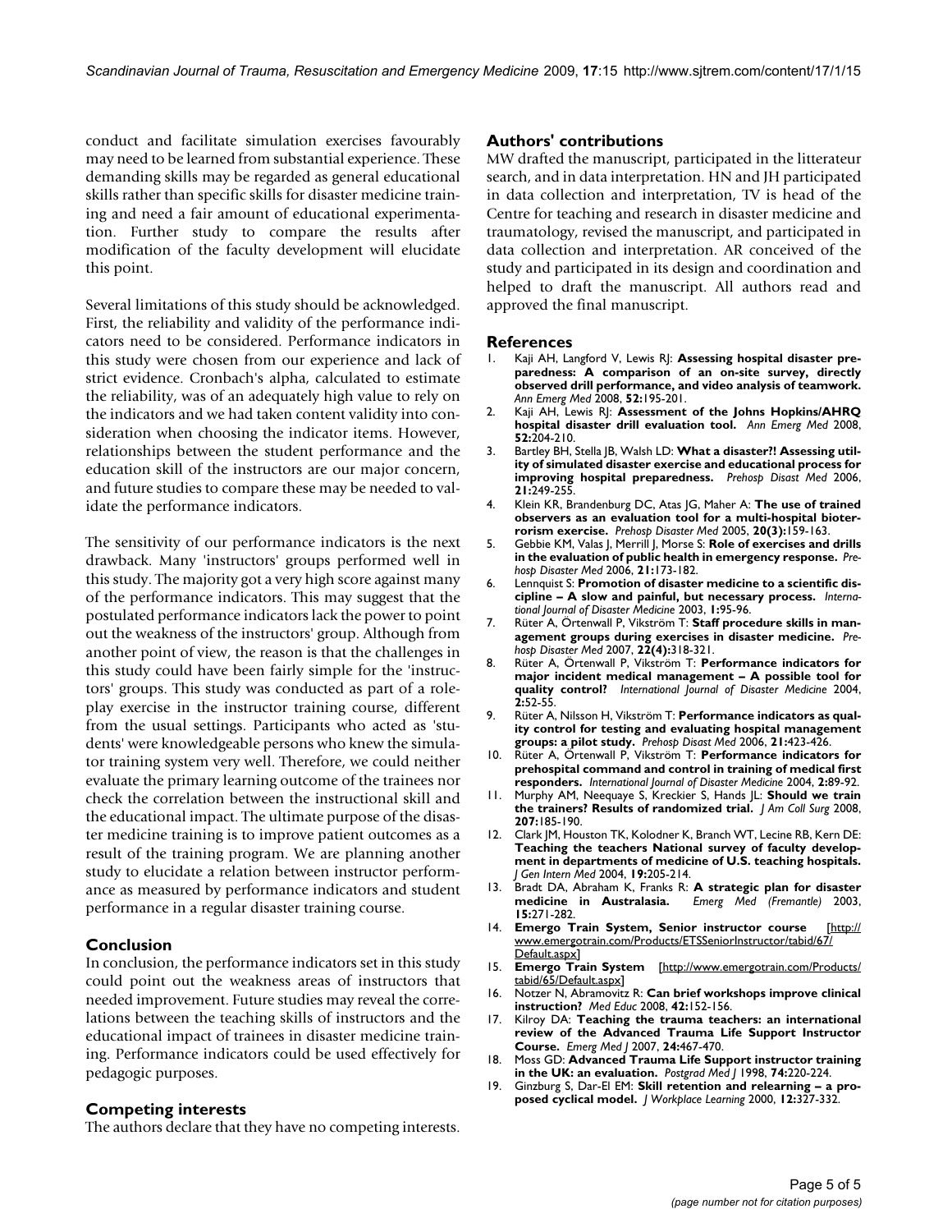conduct and facilitate simulation exercises favourably may need to be learned from substantial experience. These demanding skills may be regarded as general educational skills rather than specific skills for disaster medicine training and need a fair amount of educational experimentation. Further study to compare the results after modification of the faculty development will elucidate this point.

Several limitations of this study should be acknowledged. First, the reliability and validity of the performance indicators need to be considered. Performance indicators in this study were chosen from our experience and lack of strict evidence. Cronbach's alpha, calculated to estimate the reliability, was of an adequately high value to rely on the indicators and we had taken content validity into consideration when choosing the indicator items. However, relationships between the student performance and the education skill of the instructors are our major concern, and future studies to compare these may be needed to validate the performance indicators.

The sensitivity of our performance indicators is the next drawback. Many 'instructors' groups performed well in this study. The majority got a very high score against many of the performance indicators. This may suggest that the postulated performance indicators lack the power to point out the weakness of the instructors' group. Although from another point of view, the reason is that the challenges in this study could have been fairly simple for the 'instructors' groups. This study was conducted as part of a role-play exercise in the instructor training course, different from the usual settings. Participants who acted as 'students' were knowledgeable persons who knew the simulator training system very well. Therefore, we could neither evaluate the primary learning outcome of the trainees nor check the correlation between the instructional skill and the educational impact. The ultimate purpose of the disaster medicine training is to improve patient outcomes as a result of the training program. We are planning another study to elucidate a relation between instructor performance as measured by performance indicators and student performance in a regular disaster training course.

## Conclusion

In conclusion, the performance indicators set in this study could point out the weakness areas of instructors that needed improvement. Future studies may reveal the correlations between the teaching skills of instructors and the educational impact of trainees in disaster medicine training. Performance indicators could be used effectively for pedagogic purposes.

## Competing interests

The authors declare that they have no competing interests.

## Authors' contributions

MW drafted the manuscript, participated in the litterateur search, and in data interpretation. HN and JH participated in data collection and interpretation, TV is head of the Centre for teaching and research in disaster medicine and traumatology, revised the manuscript, and participated in data collection and interpretation. AR conceived of the study and participated in its design and coordination and helped to draft the manuscript. All authors read and approved the final manuscript.

## References

1. Kaji AH, Langford V, Lewis RJ: **Assessing hospital disaster preparedness: A comparison of an on-site survey, directly observed drill performance, and video analysis of teamwork.** *Ann Emerg Med* 2008, **52:**195-201.
2. Kaji AH, Lewis RJ: **Assessment of the Johns Hopkins/AHRQ hospital disaster drill evaluation tool.** *Ann Emerg Med* 2008, **52:**204-210.
3. Bartley BH, Stella JB, Walsh LD: **What a disaster?! Assessing utility of simulated disaster exercise and educational process for improving hospital preparedness.** *Prehosp Disast Med* 2006, **21:**249-255.
4. Klein KR, Brandenburg DC, Atas JG, Maher A: **The use of trained observers as an evaluation tool for a multi-hospital bioterrorism exercise.** *Prehosp Disaster Med* 2005, **20(3):**159-163.
5. Gebbie KM, Valas J, Merrill J, Morse S: **Role of exercises and drills in the evaluation of public health in emergency response.** *Prehosp Disaster Med* 2006, **21:**173-182.
6. Lennquist S: **Promotion of disaster medicine to a scientific discipline – A slow and painful, but necessary process.** *International Journal of Disaster Medicine* 2003, **1:**95-96.
7. Rüter A, Örtenwall P, Vikström T: **Staff procedure skills in management groups during exercises in disaster medicine.** *Prehosp Disaster Med* 2007, **22(4):**318-321.
8. Rüter A, Örtenwall P, Vikström T: **Performance indicators for major incident medical management – A possible tool for quality control?** *International Journal of Disaster Medicine* 2004, **2:**52-55.
9. Rüter A, Nilsson H, Vikström T: **Performance indicators as quality control for testing and evaluating hospital management groups: a pilot study.** *Prehosp Disast Med* 2006, **21:**423-426.
10. Rüter A, Örtenwall P, Vikström T: **Performance indicators for prehospital command and control in training of medical first responders.** *International Journal of Disaster Medicine* 2004, **2:**89-92.
11. Murphy AM, Neequaye S, Kreckier S, Hands JL: **Should we train the trainers? Results of randomized trial.** *J Am Coll Surg* 2008, **207:**185-190.
12. Clark JM, Houston TK, Kolodner K, Branch WT, Lecine RB, Kern DE: **Teaching the teachers National survey of faculty development in departments of medicine of U.S. teaching hospitals.** *J Gen Intern Med* 2004, **19:**205-214.
13. Bradt DA, Abraham K, Franks R: **A strategic plan for disaster medicine in Australasia.** *Emerg Med (Fremantle)* 2003, **15:**271-282.
14. **Emergo Train System, Senior instructor course** [http://www.emergotrain.com/Products/ETSSeniorInstructor/tabid/67/Default.aspx]
15. **Emergo Train System** [http://www.emergotrain.com/Products/tabid/65/Default.aspx]
16. Notzer N, Abramovitz R: **Can brief workshops improve clinical instruction?** *Med Educ* 2008, **42:**152-156.
17. Kilroy DA: **Teaching the trauma teachers: an international review of the Advanced Trauma Life Support Instructor Course.** *Emerg Med J* 2007, **24:**467-470.
18. Moss GD: **Advanced Trauma Life Support instructor training in the UK: an evaluation.** *Postgrad Med J* 1998, **74:**220-224.
19. Ginzburg S, Dar-El EM: **Skill retention and relearning – a proposed cyclical model.** *J Workplace Learning* 2000, **12:**327-332.